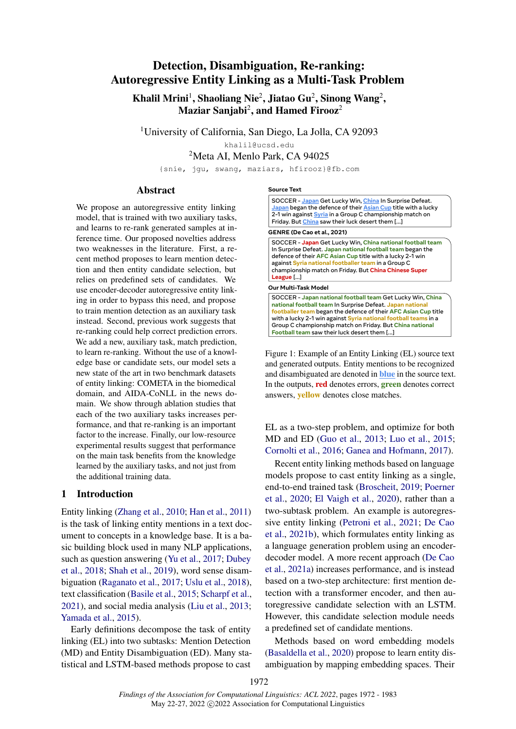# Detection, Disambiguation, Re-ranking: Autoregressive Entity Linking as a Multi-Task Problem

**Khalil Mrini**[1], **Shaoliang Nie**[2], **Jiatao Gu**[2], **Sinong Wang**[2], **Maziar Sanjabi**[2], **and Hamed Firooz**[2]

[1]University of California, San Diego, La Jolla, CA 92093

khalil@ucsd.edu

[2]Meta AI, Menlo Park, CA 94025

{snie, jgu, swang, maziars, hfirooz}@fb.com

## Abstract

We propose an autoregressive entity linking model, that is trained with two auxiliary tasks, and learns to re-rank generated samples at inference time. Our proposed novelties address two weaknesses in the literature. First, a recent method proposes to learn mention detection and then entity candidate selection, but relies on predefined sets of candidates. We use encoder-decoder autoregressive entity linking in order to bypass this need, and propose to train mention detection as an auxiliary task instead. Second, previous work suggests that re-ranking could help correct prediction errors. We add a new, auxiliary task, match prediction, to learn re-ranking. Without the use of a knowledge base or candidate sets, our model sets a new state of the art in two benchmark datasets of entity linking: COMETA in the biomedical domain, and AIDA-CoNLL in the news domain. We show through ablation studies that each of the two auxiliary tasks increases performance, and that re-ranking is an important factor to the increase. Finally, our low-resource experimental results suggest that performance on the main task benefits from the knowledge learned by the auxiliary tasks, and not just from the additional training data.

**Source Text**

SOCCER - Japan Get Lucky Win, China In Surprise Defeat. Japan began the defence of their Asian Cup title with a lucky 2-1 win against Syria in a Group C championship match on Friday. But China saw their luck desert them [...]

**GENRE (De Cao et al., 2021)**

SOCCER - Japan Get Lucky Win, China national football team In Surprise Defeat. Japan national football team began the defence of their AFC Asian Cup title with a lucky 2-1 win against Syria national footballer team in a Group C championship match on Friday. But China Chinese Super League [...]

**Our Multi-Task Model**

SOCCER - Japan national football team Get Lucky Win, China national football team In Surprise Defeat. Japan national footballer team began the defence of their AFC Asian Cup title with a lucky 2-1 win against Syria national football teams in a Group C championship match on Friday. But China national Football team saw their luck desert them [...]

Figure 1: Example of an Entity Linking (EL) source text and generated outputs. Entity mentions to be recognized and disambiguated are denoted in blue in the source text. In the outputs, red denotes errors, green denotes correct answers, yellow denotes close matches.

## 1 Introduction

Entity linking (Zhang et al., 2010; Han et al., 2011) is the task of linking entity mentions in a text document to concepts in a knowledge base. It is a basic building block used in many NLP applications, such as question answering (Yu et al., 2017; Dubey et al., 2018; Shah et al., 2019), word sense disambiguation (Raganato et al., 2017; Uslu et al., 2018), text classification (Basile et al., 2015; Scharpf et al., 2021), and social media analysis (Liu et al., 2013; Yamada et al., 2015).

Early definitions decompose the task of entity linking (EL) into two subtasks: Mention Detection (MD) and Entity Disambiguation (ED). Many statistical and LSTM-based methods propose to cast EL as a two-step problem, and optimize for both MD and ED (Guo et al., 2013; Luo et al., 2015; Cornolti et al., 2016; Ganea and Hofmann, 2017).

Recent entity linking methods based on language models propose to cast entity linking as a single, end-to-end trained task (Broscheit, 2019; Poerner et al., 2020; El Vaigh et al., 2020), rather than a two-subtask problem. An example is autoregressive entity linking (Petroni et al., 2021; De Cao et al., 2021b), which formulates entity linking as a language generation problem using an encoder-decoder model. A more recent approach (De Cao et al., 2021a) increases performance, and is instead based on a two-step architecture: first mention detection with a transformer encoder, and then autoregressive candidate selection with an LSTM. However, this candidate selection module needs a predefined set of candidate mentions.

Methods based on word embedding models (Basaldella et al., 2020) propose to learn entity disambiguation by mapping embedding spaces. Their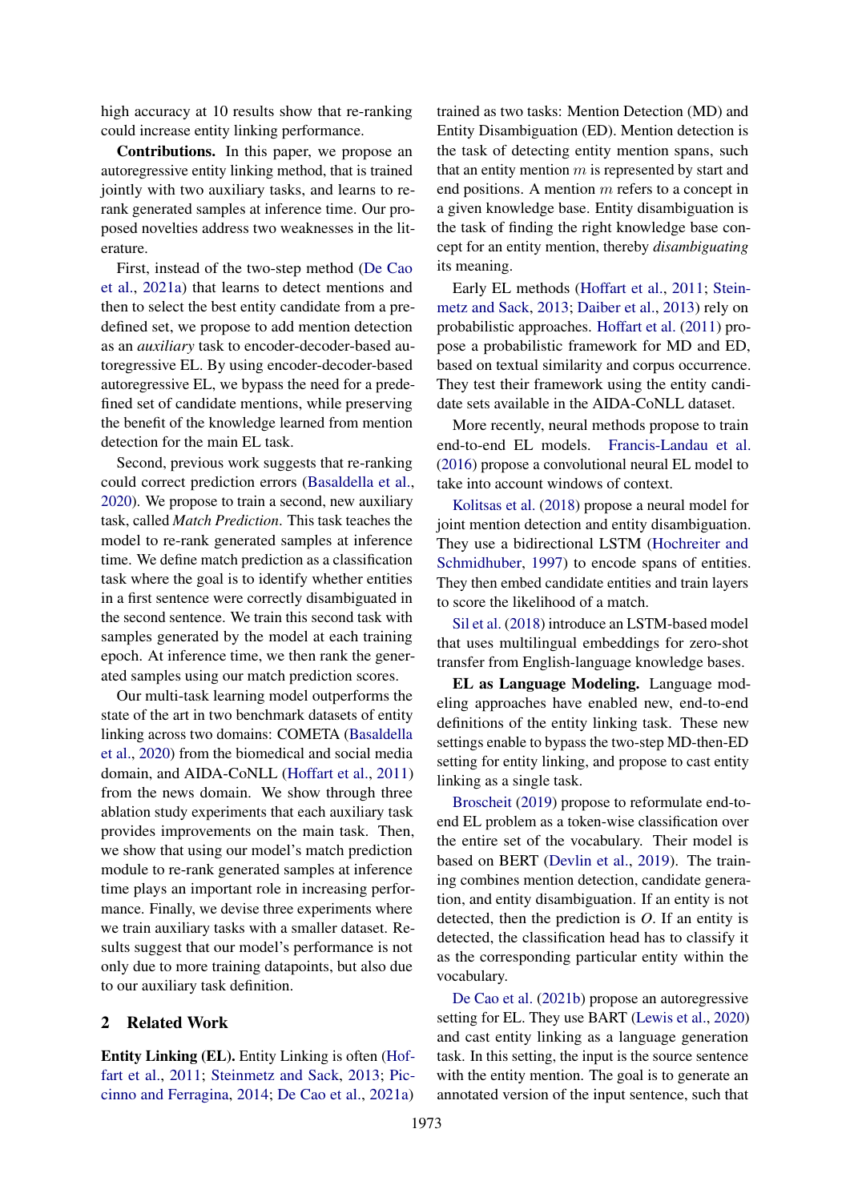high accuracy at 10 results show that re-ranking could increase entity linking performance.

**Contributions.** In this paper, we propose an autoregressive entity linking method, that is trained jointly with two auxiliary tasks, and learns to re-rank generated samples at inference time. Our proposed novelties address two weaknesses in the literature.

First, instead of the two-step method (De Cao et al., 2021a) that learns to detect mentions and then to select the best entity candidate from a predefined set, we propose to add mention detection as an *auxiliary* task to encoder-decoder-based autoregressive EL. By using encoder-decoder-based autoregressive EL, we bypass the need for a predefined set of candidate mentions, while preserving the benefit of the knowledge learned from mention detection for the main EL task.

Second, previous work suggests that re-ranking could correct prediction errors (Basaldella et al., 2020). We propose to train a second, new auxiliary task, called *Match Prediction*. This task teaches the model to re-rank generated samples at inference time. We define match prediction as a classification task where the goal is to identify whether entities in a first sentence were correctly disambiguated in the second sentence. We train this second task with samples generated by the model at each training epoch. At inference time, we then rank the generated samples using our match prediction scores.

Our multi-task learning model outperforms the state of the art in two benchmark datasets of entity linking across two domains: COMETA (Basaldella et al., 2020) from the biomedical and social media domain, and AIDA-CoNLL (Hoffart et al., 2011) from the news domain. We show through three ablation study experiments that each auxiliary task provides improvements on the main task. Then, we show that using our model's match prediction module to re-rank generated samples at inference time plays an important role in increasing performance. Finally, we devise three experiments where we train auxiliary tasks with a smaller dataset. Results suggest that our model's performance is not only due to more training datapoints, but also due to our auxiliary task definition.

## 2 Related Work

**Entity Linking (EL).** Entity Linking is often (Hoffart et al., 2011; Steinmetz and Sack, 2013; Piccinno and Ferragina, 2014; De Cao et al., 2021a) trained as two tasks: Mention Detection (MD) and Entity Disambiguation (ED). Mention detection is the task of detecting entity mention spans, such that an entity mention $m$ is represented by start and end positions. A mention $m$ refers to a concept in a given knowledge base. Entity disambiguation is the task of finding the right knowledge base concept for an entity mention, thereby *disambiguating* its meaning.

Early EL methods (Hoffart et al., 2011; Steinmetz and Sack, 2013; Daiber et al., 2013) rely on probabilistic approaches. Hoffart et al. (2011) propose a probabilistic framework for MD and ED, based on textual similarity and corpus occurrence. They test their framework using the entity candidate sets available in the AIDA-CoNLL dataset.

More recently, neural methods propose to train end-to-end EL models. Francis-Landau et al. (2016) propose a convolutional neural EL model to take into account windows of context.

Kolitsas et al. (2018) propose a neural model for joint mention detection and entity disambiguation. They use a bidirectional LSTM (Hochreiter and Schmidhuber, 1997) to encode spans of entities. They then embed candidate entities and train layers to score the likelihood of a match.

Sil et al. (2018) introduce an LSTM-based model that uses multilingual embeddings for zero-shot transfer from English-language knowledge bases.

**EL as Language Modeling.** Language modeling approaches have enabled new, end-to-end definitions of the entity linking task. These new settings enable to bypass the two-step MD-then-ED setting for entity linking, and propose to cast entity linking as a single task.

Broscheit (2019) propose to reformulate end-to-end EL problem as a token-wise classification over the entire set of the vocabulary. Their model is based on BERT (Devlin et al., 2019). The training combines mention detection, candidate generation, and entity disambiguation. If an entity is not detected, then the prediction is *O*. If an entity is detected, the classification head has to classify it as the corresponding particular entity within the vocabulary.

De Cao et al. (2021b) propose an autoregressive setting for EL. They use BART (Lewis et al., 2020) and cast entity linking as a language generation task. In this setting, the input is the source sentence with the entity mention. The goal is to generate an annotated version of the input sentence, such that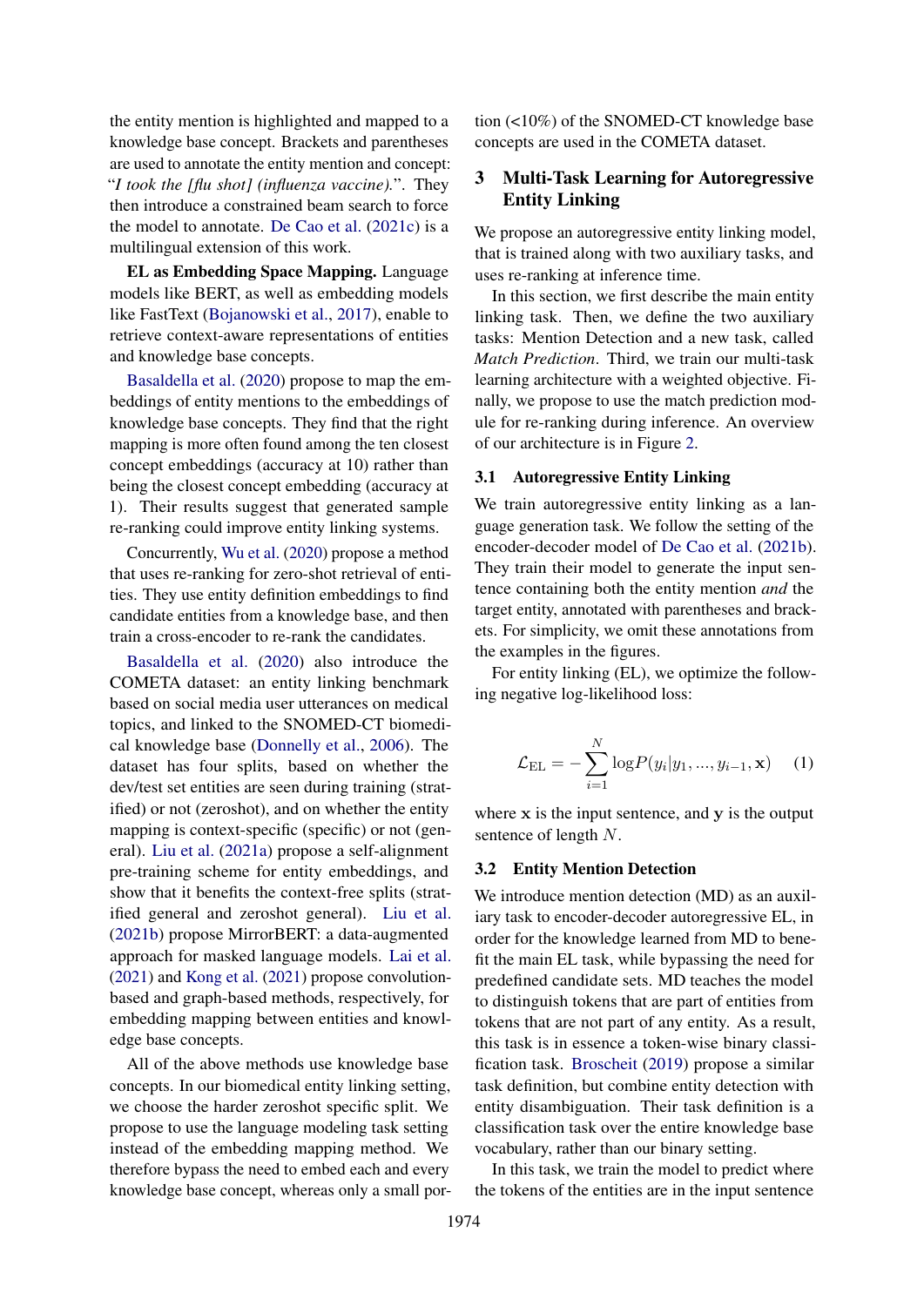the entity mention is highlighted and mapped to a knowledge base concept. Brackets and parentheses are used to annotate the entity mention and concept: "*I took the [flu shot] (influenza vaccine).*". They then introduce a constrained beam search to force the model to annotate. De Cao et al. (2021c) is a multilingual extension of this work.

**EL as Embedding Space Mapping.** Language models like BERT, as well as embedding models like FastText (Bojanowski et al., 2017), enable to retrieve context-aware representations of entities and knowledge base concepts.

Basaldella et al. (2020) propose to map the embeddings of entity mentions to the embeddings of knowledge base concepts. They find that the right mapping is more often found among the ten closest concept embeddings (accuracy at 10) rather than being the closest concept embedding (accuracy at 1). Their results suggest that generated sample re-ranking could improve entity linking systems.

Concurrently, Wu et al. (2020) propose a method that uses re-ranking for zero-shot retrieval of entities. They use entity definition embeddings to find candidate entities from a knowledge base, and then train a cross-encoder to re-rank the candidates.

Basaldella et al. (2020) also introduce the COMETA dataset: an entity linking benchmark based on social media user utterances on medical topics, and linked to the SNOMED-CT biomedical knowledge base (Donnelly et al., 2006). The dataset has four splits, based on whether the dev/test set entities are seen during training (stratified) or not (zeroshot), and on whether the entity mapping is context-specific (specific) or not (general). Liu et al. (2021a) propose a self-alignment pre-training scheme for entity embeddings, and show that it benefits the context-free splits (stratified general and zeroshot general). Liu et al. (2021b) propose MirrorBERT: a data-augmented approach for masked language models. Lai et al. (2021) and Kong et al. (2021) propose convolution-based and graph-based methods, respectively, for embedding mapping between entities and knowledge base concepts.

All of the above methods use knowledge base concepts. In our biomedical entity linking setting, we choose the harder zeroshot specific split. We propose to use the language modeling task setting instead of the embedding mapping method. We therefore bypass the need to embed each and every knowledge base concept, whereas only a small portion (<10%) of the SNOMED-CT knowledge base concepts are used in the COMETA dataset.

## 3 Multi-Task Learning for Autoregressive Entity Linking

We propose an autoregressive entity linking model, that is trained along with two auxiliary tasks, and uses re-ranking at inference time.

In this section, we first describe the main entity linking task. Then, we define the two auxiliary tasks: Mention Detection and a new task, called *Match Prediction*. Third, we train our multi-task learning architecture with a weighted objective. Finally, we propose to use the match prediction module for re-ranking during inference. An overview of our architecture is in Figure 2.

### 3.1 Autoregressive Entity Linking

We train autoregressive entity linking as a language generation task. We follow the setting of the encoder-decoder model of De Cao et al. (2021b). They train their model to generate the input sentence containing both the entity mention *and* the target entity, annotated with parentheses and brackets. For simplicity, we omit these annotations from the examples in the figures.

For entity linking (EL), we optimize the following negative log-likelihood loss:

$$\mathcal{L}_{\text{EL}} = -\sum_{i=1}^{N} \log P(y_i | y_1, ..., y_{i-1}, \mathbf{x}) \quad (1)$$

where $\mathbf{x}$ is the input sentence, and $\mathbf{y}$ is the output sentence of length $N$.

### 3.2 Entity Mention Detection

We introduce mention detection (MD) as an auxiliary task to encoder-decoder autoregressive EL, in order for the knowledge learned from MD to benefit the main EL task, while bypassing the need for predefined candidate sets. MD teaches the model to distinguish tokens that are part of entities from tokens that are not part of any entity. As a result, this task is in essence a token-wise binary classification task. Broscheit (2019) propose a similar task definition, but combine entity detection with entity disambiguation. Their task definition is a classification task over the entire knowledge base vocabulary, rather than our binary setting.

In this task, we train the model to predict where the tokens of the entities are in the input sentence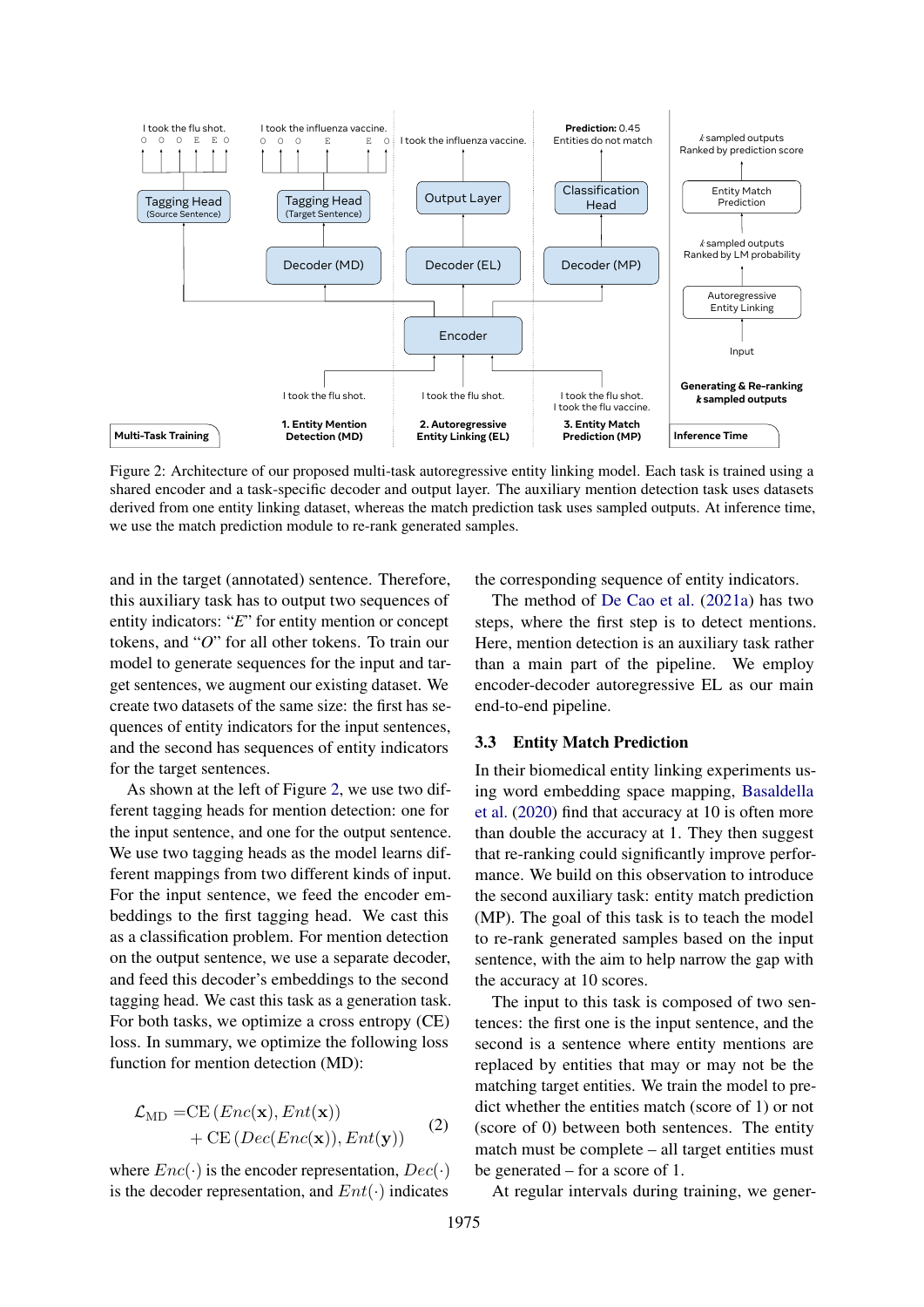Figure 2: Architecture of our proposed multi-task autoregressive entity linking model. Each task is trained using a shared encoder and a task-specific decoder and output layer. The auxiliary mention detection task uses datasets derived from one entity linking dataset, whereas the match prediction task uses sampled outputs. At inference time, we use the match prediction module to re-rank generated samples.

and in the target (annotated) sentence. Therefore, this auxiliary task has to output two sequences of entity indicators: "*E*" for entity mention or concept tokens, and "*O*" for all other tokens. To train our model to generate sequences for the input and target sentences, we augment our existing dataset. We create two datasets of the same size: the first has sequences of entity indicators for the input sentences, and the second has sequences of entity indicators for the target sentences.

As shown at the left of Figure 2, we use two different tagging heads for mention detection: one for the input sentence, and one for the output sentence. We use two tagging heads as the model learns different mappings from two different kinds of input. For the input sentence, we feed the encoder embeddings to the first tagging head. We cast this as a classification problem. For mention detection on the output sentence, we use a separate decoder, and feed this decoder's embeddings to the second tagging head. We cast this task as a generation task. For both tasks, we optimize a cross entropy (CE) loss. In summary, we optimize the following loss function for mention detection (MD):

$$\mathcal{L}_{\text{MD}} = \text{CE}\left(Enc(\mathbf{x}), Ent(\mathbf{x})\right) + \text{CE}\left(Dec(Enc(\mathbf{x})), Ent(\mathbf{y})\right) \tag{2}$$

where $Enc(\cdot)$ is the encoder representation, $Dec(\cdot)$ is the decoder representation, and $Ent(\cdot)$ indicates the corresponding sequence of entity indicators.

The method of De Cao et al. (2021a) has two steps, where the first step is to detect mentions. Here, mention detection is an auxiliary task rather than a main part of the pipeline. We employ encoder-decoder autoregressive EL as our main end-to-end pipeline.

### 3.3 Entity Match Prediction

In their biomedical entity linking experiments using word embedding space mapping, Basaldella et al. (2020) find that accuracy at 10 is often more than double the accuracy at 1. They then suggest that re-ranking could significantly improve performance. We build on this observation to introduce the second auxiliary task: entity match prediction (MP). The goal of this task is to teach the model to re-rank generated samples based on the input sentence, with the aim to help narrow the gap with the accuracy at 10 scores.

The input to this task is composed of two sentences: the first one is the input sentence, and the second is a sentence where entity mentions are replaced by entities that may or may not be the matching target entities. We train the model to predict whether the entities match (score of 1) or not (score of 0) between both sentences. The entity match must be complete – all target entities must be generated – for a score of 1.

At regular intervals during training, we gener-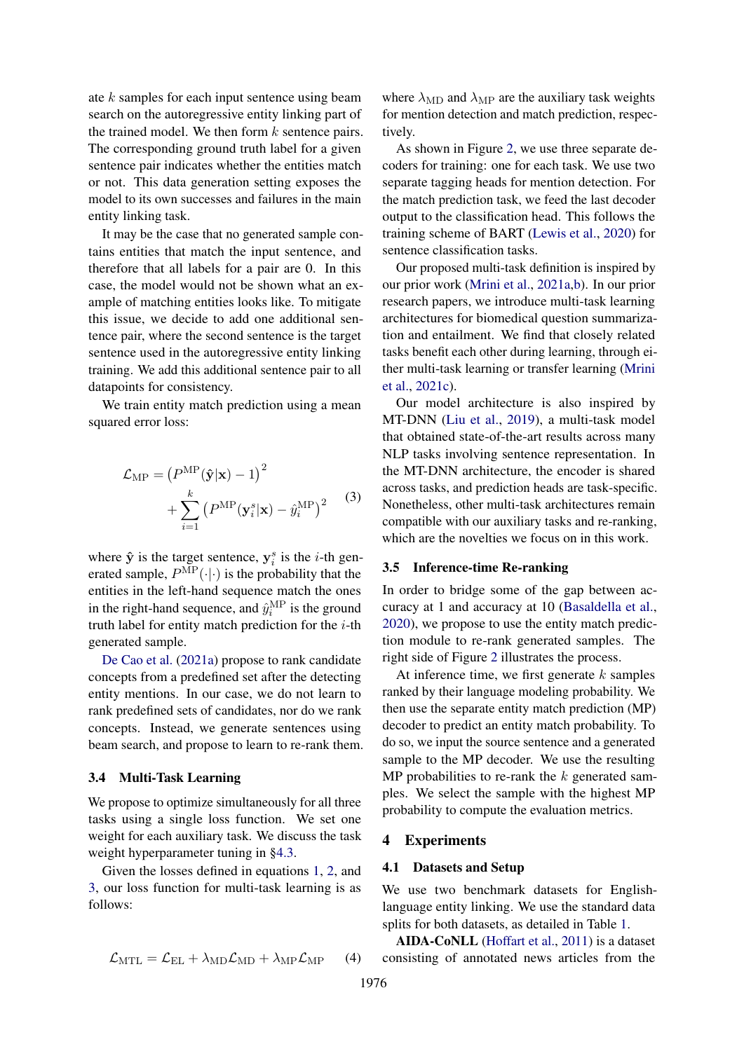ate $k$ samples for each input sentence using beam search on the autoregressive entity linking part of the trained model. We then form $k$ sentence pairs. The corresponding ground truth label for a given sentence pair indicates whether the entities match or not. This data generation setting exposes the model to its own successes and failures in the main entity linking task.

It may be the case that no generated sample contains entities that match the input sentence, and therefore that all labels for a pair are 0. In this case, the model would not be shown what an example of matching entities looks like. To mitigate this issue, we decide to add one additional sentence pair, where the second sentence is the target sentence used in the autoregressive entity linking training. We add this additional sentence pair to all datapoints for consistency.

We train entity match prediction using a mean squared error loss:

$$\mathcal{L}_{\text{MP}} = \left(P^{\text{MP}}(\hat{\mathbf{y}}|\mathbf{x}) - 1\right)^2 + \sum_{i=1}^{k} \left(P^{\text{MP}}(\mathbf{y}_i^s|\mathbf{x}) - \hat{y}_i^{\text{MP}}\right)^2 \quad (3)$$

where $\hat{\mathbf{y}}$ is the target sentence, $\mathbf{y}_i^s$ is the $i$-th generated sample, $P^{\text{MP}}(\cdot|\cdot)$ is the probability that the entities in the left-hand sequence match the ones in the right-hand sequence, and $\hat{y}_i^{\text{MP}}$ is the ground truth label for entity match prediction for the $i$-th generated sample.

De Cao et al. (2021a) propose to rank candidate concepts from a predefined set after the detecting entity mentions. In our case, we do not learn to rank predefined sets of candidates, nor do we rank concepts. Instead, we generate sentences using beam search, and propose to learn to re-rank them.

### 3.4 Multi-Task Learning

We propose to optimize simultaneously for all three tasks using a single loss function. We set one weight for each auxiliary task. We discuss the task weight hyperparameter tuning in §4.3.

Given the losses defined in equations 1, 2, and 3, our loss function for multi-task learning is as follows:

$$\mathcal{L}_{\text{MTL}} = \mathcal{L}_{\text{EL}} + \lambda_{\text{MD}}\mathcal{L}_{\text{MD}} + \lambda_{\text{MP}}\mathcal{L}_{\text{MP}} \quad (4)$$

where $\lambda_{\text{MD}}$ and $\lambda_{\text{MP}}$ are the auxiliary task weights for mention detection and match prediction, respectively.

As shown in Figure 2, we use three separate decoders for training: one for each task. We use two separate tagging heads for mention detection. For the match prediction task, we feed the last decoder output to the classification head. This follows the training scheme of BART (Lewis et al., 2020) for sentence classification tasks.

Our proposed multi-task definition is inspired by our prior work (Mrini et al., 2021a,b). In our prior research papers, we introduce multi-task learning architectures for biomedical question summarization and entailment. We find that closely related tasks benefit each other during learning, through either multi-task learning or transfer learning (Mrini et al., 2021c).

Our model architecture is also inspired by MT-DNN (Liu et al., 2019), a multi-task model that obtained state-of-the-art results across many NLP tasks involving sentence representation. In the MT-DNN architecture, the encoder is shared across tasks, and prediction heads are task-specific. Nonetheless, other multi-task architectures remain compatible with our auxiliary tasks and re-ranking, which are the novelties we focus on in this work.

### 3.5 Inference-time Re-ranking

In order to bridge some of the gap between accuracy at 1 and accuracy at 10 (Basaldella et al., 2020), we propose to use the entity match prediction module to re-rank generated samples. The right side of Figure 2 illustrates the process.

At inference time, we first generate $k$ samples ranked by their language modeling probability. We then use the separate entity match prediction (MP) decoder to predict an entity match probability. To do so, we input the source sentence and a generated sample to the MP decoder. We use the resulting MP probabilities to re-rank the $k$ generated samples. We select the sample with the highest MP probability to compute the evaluation metrics.

## 4 Experiments

### 4.1 Datasets and Setup

We use two benchmark datasets for English-language entity linking. We use the standard data splits for both datasets, as detailed in Table 1.

**AIDA-CoNLL** (Hoffart et al., 2011) is a dataset consisting of annotated news articles from the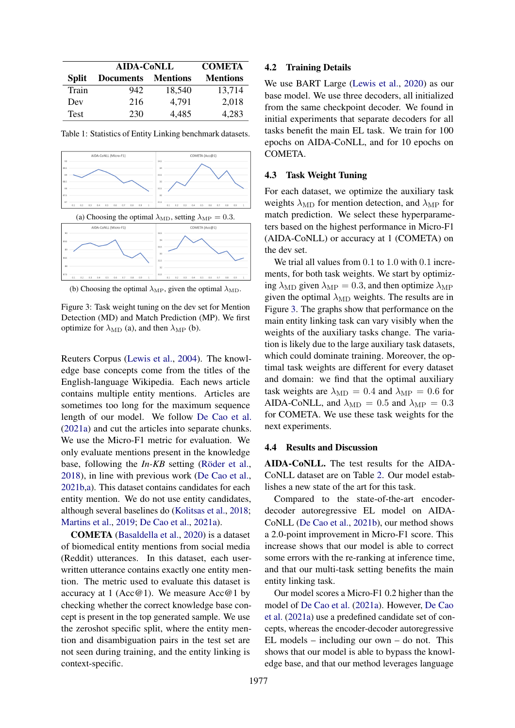| | AIDA-CoNLL | | COMETA |
|---|---|---|---|
| **Split** | **Documents** | **Mentions** | **Mentions** |
| Train | 942 | 18,540 | 13,714 |
| Dev | 216 | 4,791 | 2,018 |
| Test | 230 | 4,485 | 4,283 |

Table 1: Statistics of Entity Linking benchmark datasets.

(a) Choosing the optimal $\lambda_{\text{MD}}$, setting $\lambda_{\text{MP}} = 0.3$.

(b) Choosing the optimal $\lambda_{\text{MP}}$, given the optimal $\lambda_{\text{MD}}$.

Figure 3: Task weight tuning on the dev set for Mention Detection (MD) and Match Prediction (MP). We first optimize for $\lambda_{\text{MD}}$ (a), and then $\lambda_{\text{MP}}$ (b).

Reuters Corpus (Lewis et al., 2004). The knowledge base concepts come from the titles of the English-language Wikipedia. Each news article contains multiple entity mentions. Articles are sometimes too long for the maximum sequence length of our model. We follow De Cao et al. (2021a) and cut the articles into separate chunks. We use the Micro-F1 metric for evaluation. We only evaluate mentions present in the knowledge base, following the *In-KB* setting (Röder et al., 2018), in line with previous work (De Cao et al., 2021b,a). This dataset contains candidates for each entity mention. We do not use entity candidates, although several baselines do (Kolitsas et al., 2018; Martins et al., 2019; De Cao et al., 2021a).

**COMETA** (Basaldella et al., 2020) is a dataset of biomedical entity mentions from social media (Reddit) utterances. In this dataset, each user-written utterance contains exactly one entity mention. The metric used to evaluate this dataset is accuracy at 1 (Acc@1). We measure Acc@1 by checking whether the correct knowledge base concept is present in the top generated sample. We use the zeroshot specific split, where the entity mention and disambiguation pairs in the test set are not seen during training, and the entity linking is context-specific.

### 4.2 Training Details

We use BART Large (Lewis et al., 2020) as our base model. We use three decoders, all initialized from the same checkpoint decoder. We found in initial experiments that separate decoders for all tasks benefit the main EL task. We train for 100 epochs on AIDA-CoNLL, and for 10 epochs on COMETA.

### 4.3 Task Weight Tuning

For each dataset, we optimize the auxiliary task weights $\lambda_{\text{MD}}$ for mention detection, and $\lambda_{\text{MP}}$ for match prediction. We select these hyperparameters based on the highest performance in Micro-F1 (AIDA-CoNLL) or accuracy at 1 (COMETA) on the dev set.

We trial all values from 0.1 to 1.0 with 0.1 increments, for both task weights. We start by optimizing $\lambda_{\text{MD}}$ given $\lambda_{\text{MP}} = 0.3$, and then optimize $\lambda_{\text{MP}}$ given the optimal $\lambda_{\text{MD}}$ weights. The results are in Figure 3. The graphs show that performance on the main entity linking task can vary visibly when the weights of the auxiliary tasks change. The variation is likely due to the large auxiliary task datasets, which could dominate training. Moreover, the optimal task weights are different for every dataset and domain: we find that the optimal auxiliary task weights are $\lambda_{\text{MD}} = 0.4$ and $\lambda_{\text{MP}} = 0.6$ for AIDA-CoNLL, and $\lambda_{\text{MD}} = 0.5$ and $\lambda_{\text{MP}} = 0.3$ for COMETA. We use these task weights for the next experiments.

### 4.4 Results and Discussion

**AIDA-CoNLL.** The test results for the AIDA-CoNLL dataset are on Table 2. Our model establishes a new state of the art for this task.

Compared to the state-of-the-art encoder-decoder autoregressive EL model on AIDA-CoNLL (De Cao et al., 2021b), our method shows a 2.0-point improvement in Micro-F1 score. This increase shows that our model is able to correct some errors with the re-ranking at inference time, and that our multi-task setting benefits the main entity linking task.

Our model scores a Micro-F1 0.2 higher than the model of De Cao et al. (2021a). However, De Cao et al. (2021a) use a predefined candidate set of concepts, whereas the encoder-decoder autoregressive EL models – including our own – do not. This shows that our model is able to bypass the knowledge base, and that our method leverages language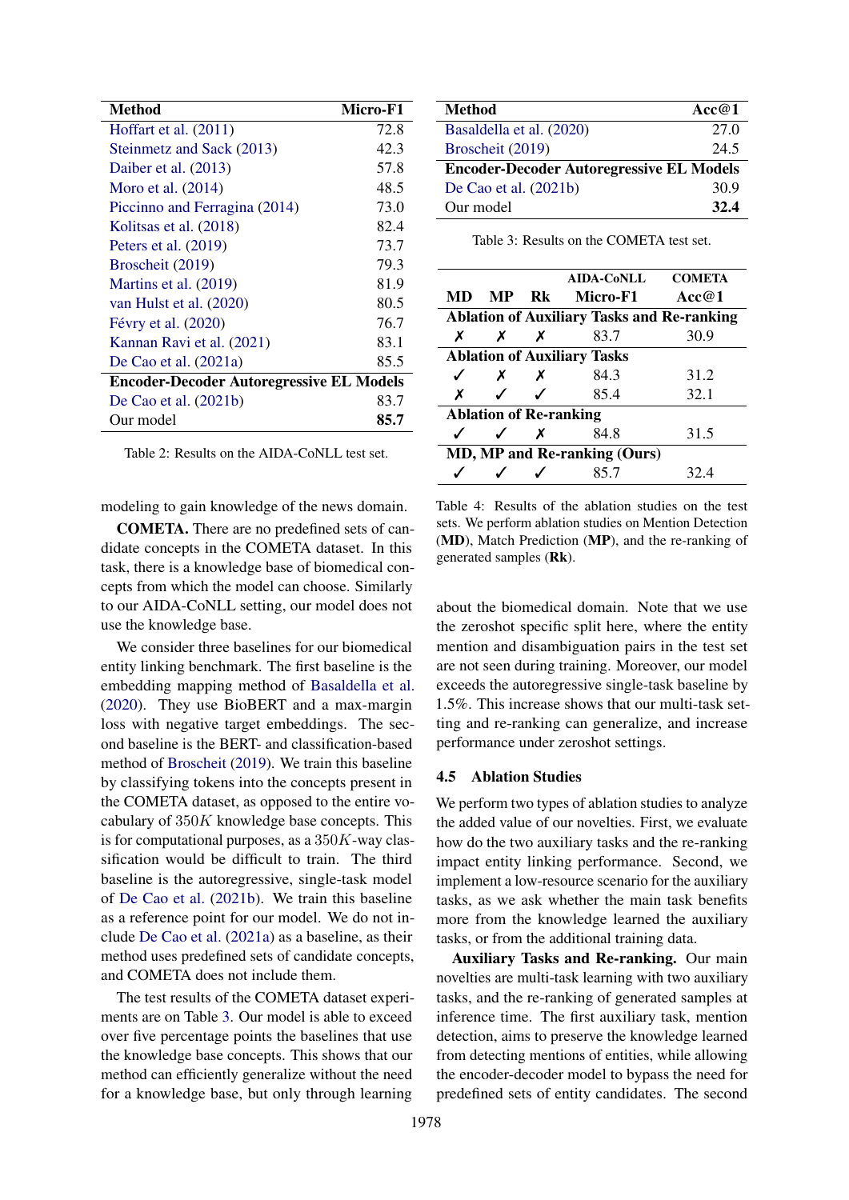| Method | Micro-F1 |
|---|---|
| Hoffart et al. (2011) | 72.8 |
| Steinmetz and Sack (2013) | 42.3 |
| Daiber et al. (2013) | 57.8 |
| Moro et al. (2014) | 48.5 |
| Piccinno and Ferragina (2014) | 73.0 |
| Kolitsas et al. (2018) | 82.4 |
| Peters et al. (2019) | 73.7 |
| Broscheit (2019) | 79.3 |
| Martins et al. (2019) | 81.9 |
| van Hulst et al. (2020) | 80.5 |
| Févry et al. (2020) | 76.7 |
| Kannan Ravi et al. (2021) | 83.1 |
| De Cao et al. (2021a) | 85.5 |
| **Encoder-Decoder Autoregressive EL Models** | |
| De Cao et al. (2021b) | 83.7 |
| Our model | **85.7** |

Table 2: Results on the AIDA-CoNLL test set.

| Method | Acc@1 |
|---|---|
| Basaldella et al. (2020) | 27.0 |
| Broscheit (2019) | 24.5 |
| **Encoder-Decoder Autoregressive EL Models** | |
| De Cao et al. (2021b) | 30.9 |
| Our model | **32.4** |

Table 3: Results on the COMETA test set.

| MD | MP | Rk | AIDA-CoNLL Micro-F1 | COMETA Acc@1 |
|---|---|---|---|---|
| **Ablation of Auxiliary Tasks and Re-ranking** | | | | |
| ✗ | ✗ | ✗ | 83.7 | 30.9 |
| **Ablation of Auxiliary Tasks** | | | | |
| ✓ | ✗ | ✗ | 84.3 | 31.2 |
| ✗ | ✓ | ✓ | 85.4 | 32.1 |
| **Ablation of Re-ranking** | | | | |
| ✓ | ✓ | ✗ | 84.8 | 31.5 |
| **MD, MP and Re-ranking (Ours)** | | | | |
| ✓ | ✓ | ✓ | 85.7 | 32.4 |

Table 4: Results of the ablation studies on the test sets. We perform ablation studies on Mention Detection (**MD**), Match Prediction (**MP**), and the re-ranking of generated samples (**Rk**).

modeling to gain knowledge of the news domain.

**COMETA.** There are no predefined sets of candidate concepts in the COMETA dataset. In this task, there is a knowledge base of biomedical concepts from which the model can choose. Similarly to our AIDA-CoNLL setting, our model does not use the knowledge base.

We consider three baselines for our biomedical entity linking benchmark. The first baseline is the embedding mapping method of Basaldella et al. (2020). They use BioBERT and a max-margin loss with negative target embeddings. The second baseline is the BERT- and classification-based method of Broscheit (2019). We train this baseline by classifying tokens into the concepts present in the COMETA dataset, as opposed to the entire vocabulary of $350K$ knowledge base concepts. This is for computational purposes, as a $350K$-way classification would be difficult to train. The third baseline is the autoregressive, single-task model of De Cao et al. (2021b). We train this baseline as a reference point for our model. We do not include De Cao et al. (2021a) as a baseline, as their method uses predefined sets of candidate concepts, and COMETA does not include them.

The test results of the COMETA dataset experiments are on Table 3. Our model is able to exceed over five percentage points the baselines that use the knowledge base concepts. This shows that our method can efficiently generalize without the need for a knowledge base, but only through learning about the biomedical domain. Note that we use the zeroshot specific split here, where the entity mention and disambiguation pairs in the test set are not seen during training. Moreover, our model exceeds the autoregressive single-task baseline by 1.5%. This increase shows that our multi-task setting and re-ranking can generalize, and increase performance under zeroshot settings.

### 4.5 Ablation Studies

We perform two types of ablation studies to analyze the added value of our novelties. First, we evaluate how do the two auxiliary tasks and the re-ranking impact entity linking performance. Second, we implement a low-resource scenario for the auxiliary tasks, as we ask whether the main task benefits more from the knowledge learned the auxiliary tasks, or from the additional training data.

**Auxiliary Tasks and Re-ranking.** Our main novelties are multi-task learning with two auxiliary tasks, and the re-ranking of generated samples at inference time. The first auxiliary task, mention detection, aims to preserve the knowledge learned from detecting mentions of entities, while allowing the encoder-decoder model to bypass the need for predefined sets of entity candidates. The second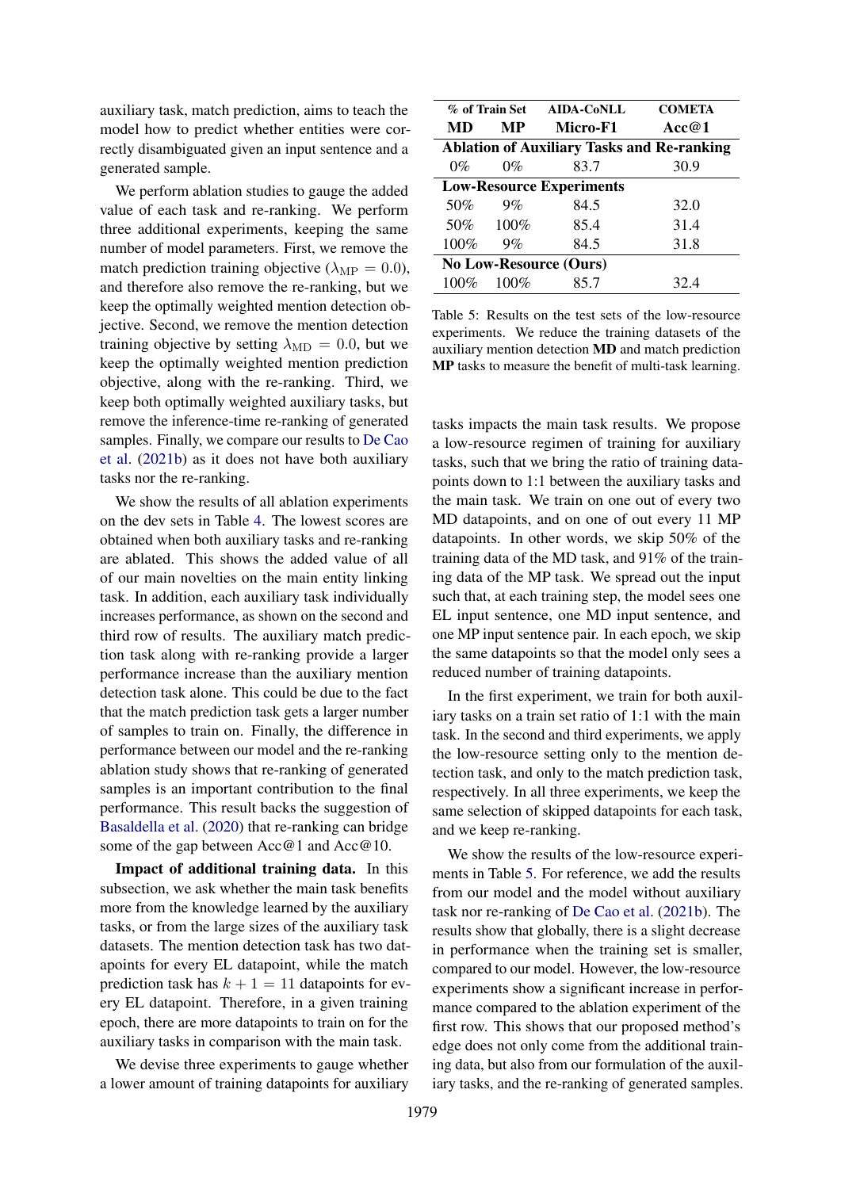auxiliary task, match prediction, aims to teach the model how to predict whether entities were correctly disambiguated given an input sentence and a generated sample.

We perform ablation studies to gauge the added value of each task and re-ranking. We perform three additional experiments, keeping the same number of model parameters. First, we remove the match prediction training objective ($\lambda_{\text{MP}} = 0.0$), and therefore also remove the re-ranking, but we keep the optimally weighted mention detection objective. Second, we remove the mention detection training objective by setting $\lambda_{\text{MD}} = 0.0$, but we keep the optimally weighted mention prediction objective, along with the re-ranking. Third, we keep both optimally weighted auxiliary tasks, but remove the inference-time re-ranking of generated samples. Finally, we compare our results to De Cao et al. (2021b) as it does not have both auxiliary tasks nor the re-ranking.

We show the results of all ablation experiments on the dev sets in Table 4. The lowest scores are obtained when both auxiliary tasks and re-ranking are ablated. This shows the added value of all of our main novelties on the main entity linking task. In addition, each auxiliary task individually increases performance, as shown on the second and third row of results. The auxiliary match prediction task along with re-ranking provide a larger performance increase than the auxiliary mention detection task alone. This could be due to the fact that the match prediction task gets a larger number of samples to train on. Finally, the difference in performance between our model and the re-ranking ablation study shows that re-ranking of generated samples is an important contribution to the final performance. This result backs the suggestion of Basaldella et al. (2020) that re-ranking can bridge some of the gap between Acc@1 and Acc@10.

**Impact of additional training data.** In this subsection, we ask whether the main task benefits more from the knowledge learned by the auxiliary tasks, or from the large sizes of the auxiliary task datasets. The mention detection task has two datapoints for every EL datapoint, while the match prediction task has $k + 1 = 11$ datapoints for every EL datapoint. Therefore, in a given training epoch, there are more datapoints to train on for the auxiliary tasks in comparison with the main task.

We devise three experiments to gauge whether a lower amount of training datapoints for auxiliary tasks impacts the main task results. We propose a low-resource regimen of training for auxiliary tasks, such that we bring the ratio of training datapoints down to 1:1 between the auxiliary tasks and the main task. We train on one out of every two MD datapoints, and on one of out every 11 MP datapoints. In other words, we skip 50% of the training data of the MD task, and 91% of the training data of the MP task. We spread out the input such that, at each training step, the model sees one EL input sentence, one MD input sentence, and one MP input sentence pair. In each epoch, we skip the same datapoints so that the model only sees a reduced number of training datapoints.

| % of Train Set MD | MP | AIDA-CoNLL Micro-F1 | COMETA Acc@1 |
|---|---|---|---|
| **Ablation of Auxiliary Tasks and Re-ranking** | | | |
| 0% | 0% | 83.7 | 30.9 |
| **Low-Resource Experiments** | | | |
| 50% | 9% | 84.5 | 32.0 |
| 50% | 100% | 85.4 | 31.4 |
| 100% | 9% | 84.5 | 31.8 |
| **No Low-Resource (Ours)** | | | |
| 100% | 100% | 85.7 | 32.4 |

Table 5: Results on the test sets of the low-resource experiments. We reduce the training datasets of the auxiliary mention detection **MD** and match prediction **MP** tasks to measure the benefit of multi-task learning.

In the first experiment, we train for both auxiliary tasks on a train set ratio of 1:1 with the main task. In the second and third experiments, we apply the low-resource setting only to the mention detection task, and only to the match prediction task, respectively. In all three experiments, we keep the same selection of skipped datapoints for each task, and we keep re-ranking.

We show the results of the low-resource experiments in Table 5. For reference, we add the results from our model and the model without auxiliary task nor re-ranking of De Cao et al. (2021b). The results show that globally, there is a slight decrease in performance when the training set is smaller, compared to our model. However, the low-resource experiments show a significant increase in performance compared to the ablation experiment of the first row. This shows that our proposed method's edge does not only come from the additional training data, but also from our formulation of the auxiliary tasks, and the re-ranking of generated samples.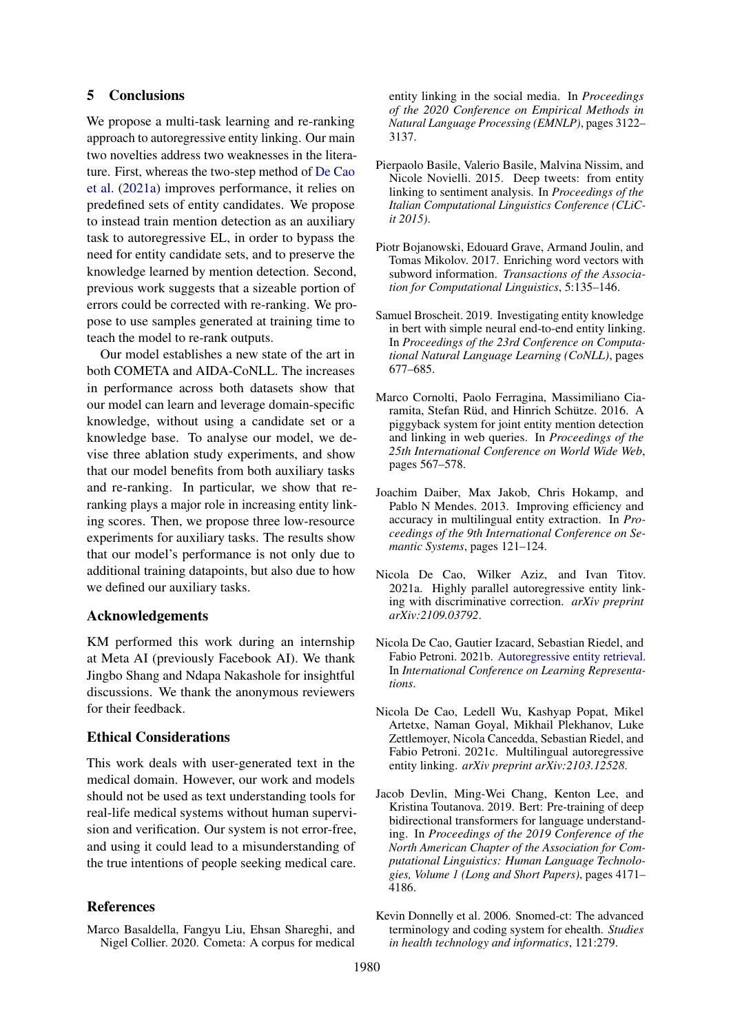## 5 Conclusions

We propose a multi-task learning and re-ranking approach to autoregressive entity linking. Our main two novelties address two weaknesses in the literature. First, whereas the two-step method of De Cao et al. (2021a) improves performance, it relies on predefined sets of entity candidates. We propose to instead train mention detection as an auxiliary task to autoregressive EL, in order to bypass the need for entity candidate sets, and to preserve the knowledge learned by mention detection. Second, previous work suggests that a sizeable portion of errors could be corrected with re-ranking. We propose to use samples generated at training time to teach the model to re-rank outputs.

Our model establishes a new state of the art in both COMETA and AIDA-CoNLL. The increases in performance across both datasets show that our model can learn and leverage domain-specific knowledge, without using a candidate set or a knowledge base. To analyse our model, we devise three ablation study experiments, and show that our model benefits from both auxiliary tasks and re-ranking. In particular, we show that re-ranking plays a major role in increasing entity linking scores. Then, we propose three low-resource experiments for auxiliary tasks. The results show that our model's performance is not only due to additional training datapoints, but also due to how we defined our auxiliary tasks.

## Acknowledgements

KM performed this work during an internship at Meta AI (previously Facebook AI). We thank Jingbo Shang and Ndapa Nakashole for insightful discussions. We thank the anonymous reviewers for their feedback.

## Ethical Considerations

This work deals with user-generated text in the medical domain. However, our work and models should not be used as text understanding tools for real-life medical systems without human supervision and verification. Our system is not error-free, and using it could lead to a misunderstanding of the true intentions of people seeking medical care.

## References

Marco Basaldella, Fangyu Liu, Ehsan Shareghi, and Nigel Collier. 2020. Cometa: A corpus for medical entity linking in the social media. In *Proceedings of the 2020 Conference on Empirical Methods in Natural Language Processing (EMNLP)*, pages 3122–3137.

Pierpaolo Basile, Valerio Basile, Malvina Nissim, and Nicole Novielli. 2015. Deep tweets: from entity linking to sentiment analysis. In *Proceedings of the Italian Computational Linguistics Conference (CLiC-it 2015)*.

Piotr Bojanowski, Edouard Grave, Armand Joulin, and Tomas Mikolov. 2017. Enriching word vectors with subword information. *Transactions of the Association for Computational Linguistics*, 5:135–146.

Samuel Broscheit. 2019. Investigating entity knowledge in bert with simple neural end-to-end entity linking. In *Proceedings of the 23rd Conference on Computational Natural Language Learning (CoNLL)*, pages 677–685.

Marco Cornolti, Paolo Ferragina, Massimiliano Ciaramita, Stefan Rüd, and Hinrich Schütze. 2016. A piggyback system for joint entity mention detection and linking in web queries. In *Proceedings of the 25th International Conference on World Wide Web*, pages 567–578.

Joachim Daiber, Max Jakob, Chris Hokamp, and Pablo N Mendes. 2013. Improving efficiency and accuracy in multilingual entity extraction. In *Proceedings of the 9th International Conference on Semantic Systems*, pages 121–124.

Nicola De Cao, Wilker Aziz, and Ivan Titov. 2021a. Highly parallel autoregressive entity linking with discriminative correction. *arXiv preprint arXiv:2109.03792*.

Nicola De Cao, Gautier Izacard, Sebastian Riedel, and Fabio Petroni. 2021b. Autoregressive entity retrieval. In *International Conference on Learning Representations*.

Nicola De Cao, Ledell Wu, Kashyap Popat, Mikel Artetxe, Naman Goyal, Mikhail Plekhanov, Luke Zettlemoyer, Nicola Cancedda, Sebastian Riedel, and Fabio Petroni. 2021c. Multilingual autoregressive entity linking. *arXiv preprint arXiv:2103.12528*.

Jacob Devlin, Ming-Wei Chang, Kenton Lee, and Kristina Toutanova. 2019. Bert: Pre-training of deep bidirectional transformers for language understanding. In *Proceedings of the 2019 Conference of the North American Chapter of the Association for Computational Linguistics: Human Language Technologies, Volume 1 (Long and Short Papers)*, pages 4171–4186.

Kevin Donnelly et al. 2006. Snomed-ct: The advanced terminology and coding system for ehealth. *Studies in health technology and informatics*, 121:279.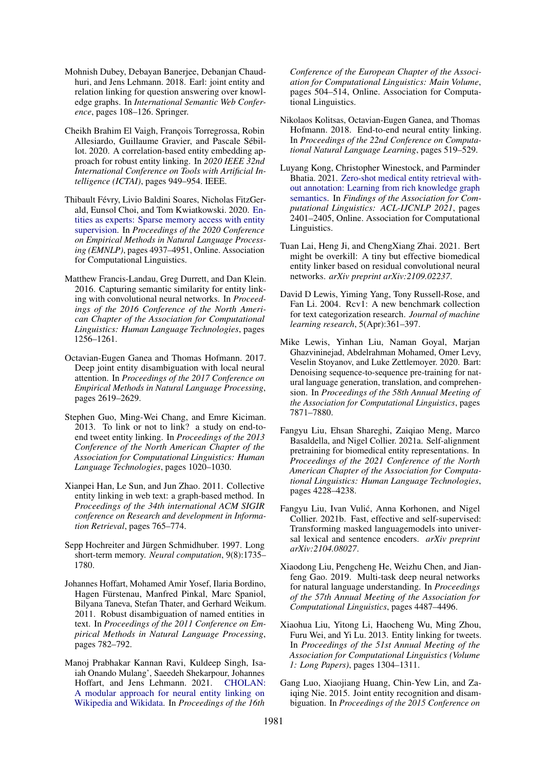Mohnish Dubey, Debayan Banerjee, Debanjan Chaudhuri, and Jens Lehmann. 2018. Earl: joint entity and relation linking for question answering over knowledge graphs. In *International Semantic Web Conference*, pages 108–126. Springer.

Cheikh Brahim El Vaigh, François Torregrossa, Robin Allesiardo, Guillaume Gravier, and Pascale Sébillot. 2020. A correlation-based entity embedding approach for robust entity linking. In *2020 IEEE 32nd International Conference on Tools with Artificial Intelligence (ICTAI)*, pages 949–954. IEEE.

Thibault Févry, Livio Baldini Soares, Nicholas FitzGerald, Eunsol Choi, and Tom Kwiatkowski. 2020. Entities as experts: Sparse memory access with entity supervision. In *Proceedings of the 2020 Conference on Empirical Methods in Natural Language Processing (EMNLP)*, pages 4937–4951, Online. Association for Computational Linguistics.

Matthew Francis-Landau, Greg Durrett, and Dan Klein. 2016. Capturing semantic similarity for entity linking with convolutional neural networks. In *Proceedings of the 2016 Conference of the North American Chapter of the Association for Computational Linguistics: Human Language Technologies*, pages 1256–1261.

Octavian-Eugen Ganea and Thomas Hofmann. 2017. Deep joint entity disambiguation with local neural attention. In *Proceedings of the 2017 Conference on Empirical Methods in Natural Language Processing*, pages 2619–2629.

Stephen Guo, Ming-Wei Chang, and Emre Kiciman. 2013. To link or not to link? a study on end-to-end tweet entity linking. In *Proceedings of the 2013 Conference of the North American Chapter of the Association for Computational Linguistics: Human Language Technologies*, pages 1020–1030.

Xianpei Han, Le Sun, and Jun Zhao. 2011. Collective entity linking in web text: a graph-based method. In *Proceedings of the 34th international ACM SIGIR conference on Research and development in Information Retrieval*, pages 765–774.

Sepp Hochreiter and Jürgen Schmidhuber. 1997. Long short-term memory. *Neural computation*, 9(8):1735–1780.

Johannes Hoffart, Mohamed Amir Yosef, Ilaria Bordino, Hagen Fürstenau, Manfred Pinkal, Marc Spaniol, Bilyana Taneva, Stefan Thater, and Gerhard Weikum. 2011. Robust disambiguation of named entities in text. In *Proceedings of the 2011 Conference on Empirical Methods in Natural Language Processing*, pages 782–792.

Manoj Prabhakar Kannan Ravi, Kuldeep Singh, Isaiah Onando Mulang', Saeedeh Shekarpour, Johannes Hoffart, and Jens Lehmann. 2021. CHOLAN: A modular approach for neural entity linking on Wikipedia and Wikidata. In *Proceedings of the 16th Conference of the European Chapter of the Association for Computational Linguistics: Main Volume*, pages 504–514, Online. Association for Computational Linguistics.

Nikolaos Kolitsas, Octavian-Eugen Ganea, and Thomas Hofmann. 2018. End-to-end neural entity linking. In *Proceedings of the 22nd Conference on Computational Natural Language Learning*, pages 519–529.

Luyang Kong, Christopher Winestock, and Parminder Bhatia. 2021. Zero-shot medical entity retrieval without annotation: Learning from rich knowledge graph semantics. In *Findings of the Association for Computational Linguistics: ACL-IJCNLP 2021*, pages 2401–2405, Online. Association for Computational Linguistics.

Tuan Lai, Heng Ji, and ChengXiang Zhai. 2021. Bert might be overkill: A tiny but effective biomedical entity linker based on residual convolutional neural networks. *arXiv preprint arXiv:2109.02237*.

David D Lewis, Yiming Yang, Tony Russell-Rose, and Fan Li. 2004. Rcv1: A new benchmark collection for text categorization research. *Journal of machine learning research*, 5(Apr):361–397.

Mike Lewis, Yinhan Liu, Naman Goyal, Marjan Ghazvininejad, Abdelrahman Mohamed, Omer Levy, Veselin Stoyanov, and Luke Zettlemoyer. 2020. Bart: Denoising sequence-to-sequence pre-training for natural language generation, translation, and comprehension. In *Proceedings of the 58th Annual Meeting of the Association for Computational Linguistics*, pages 7871–7880.

Fangyu Liu, Ehsan Shareghi, Zaiqiao Meng, Marco Basaldella, and Nigel Collier. 2021a. Self-alignment pretraining for biomedical entity representations. In *Proceedings of the 2021 Conference of the North American Chapter of the Association for Computational Linguistics: Human Language Technologies*, pages 4228–4238.

Fangyu Liu, Ivan Vulić, Anna Korhonen, and Nigel Collier. 2021b. Fast, effective and self-supervised: Transforming masked languagemodels into universal lexical and sentence encoders. *arXiv preprint arXiv:2104.08027*.

Xiaodong Liu, Pengcheng He, Weizhu Chen, and Jianfeng Gao. 2019. Multi-task deep neural networks for natural language understanding. In *Proceedings of the 57th Annual Meeting of the Association for Computational Linguistics*, pages 4487–4496.

Xiaohua Liu, Yitong Li, Haocheng Wu, Ming Zhou, Furu Wei, and Yi Lu. 2013. Entity linking for tweets. In *Proceedings of the 51st Annual Meeting of the Association for Computational Linguistics (Volume 1: Long Papers)*, pages 1304–1311.

Gang Luo, Xiaojiang Huang, Chin-Yew Lin, and Zaiqing Nie. 2015. Joint entity recognition and disambiguation. In *Proceedings of the 2015 Conference on*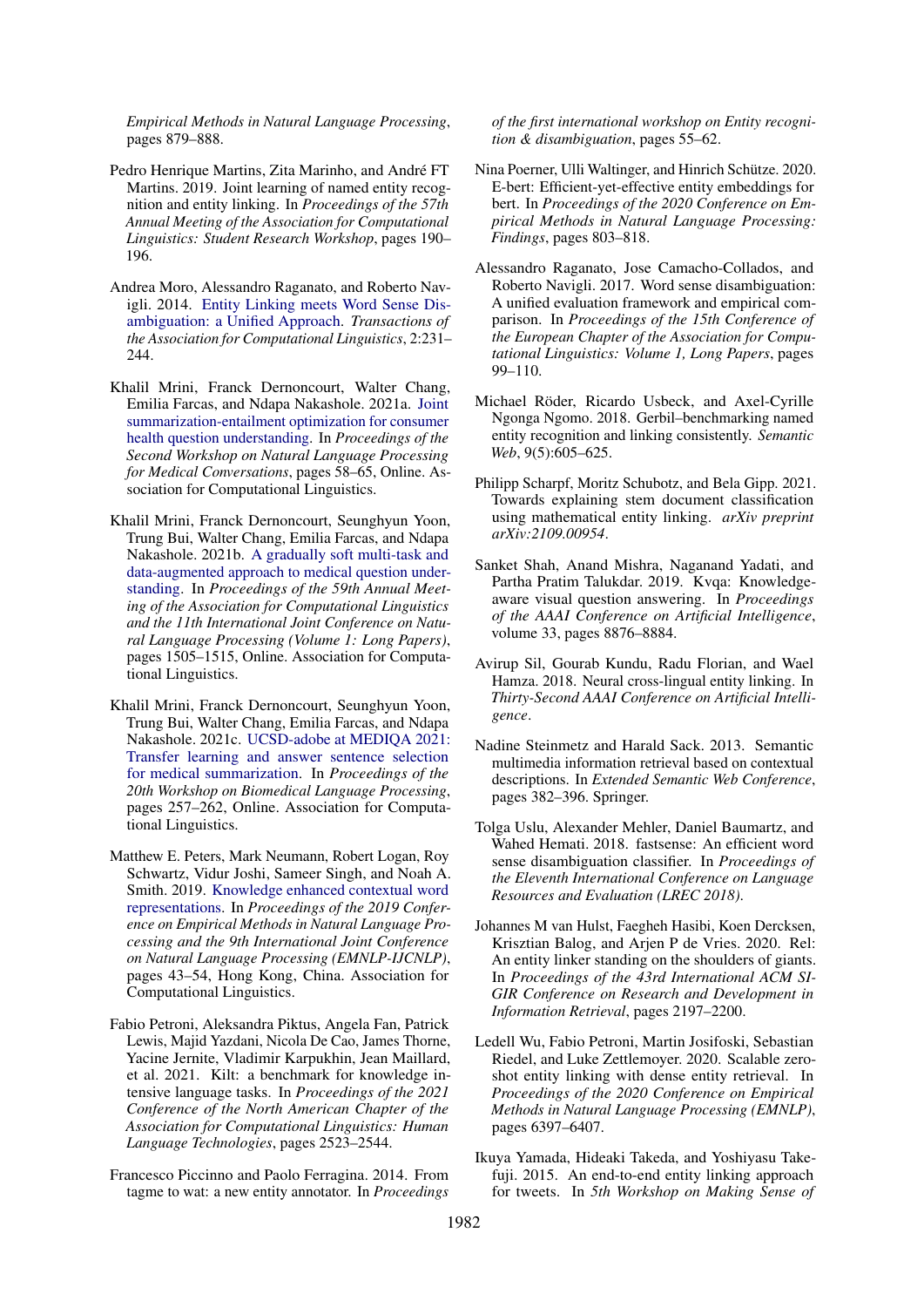Empirical Methods in Natural Language Processing*, pages 879–888.

Pedro Henrique Martins, Zita Marinho, and André FT Martins. 2019. Joint learning of named entity recognition and entity linking. In *Proceedings of the 57th Annual Meeting of the Association for Computational Linguistics: Student Research Workshop*, pages 190–196.

Andrea Moro, Alessandro Raganato, and Roberto Navigli. 2014. Entity Linking meets Word Sense Disambiguation: a Unified Approach. *Transactions of the Association for Computational Linguistics*, 2:231–244.

Khalil Mrini, Franck Dernoncourt, Walter Chang, Emilia Farcas, and Ndapa Nakashole. 2021a. Joint summarization-entailment optimization for consumer health question understanding. In *Proceedings of the Second Workshop on Natural Language Processing for Medical Conversations*, pages 58–65, Online. Association for Computational Linguistics.

Khalil Mrini, Franck Dernoncourt, Seunghyun Yoon, Trung Bui, Walter Chang, Emilia Farcas, and Ndapa Nakashole. 2021b. A gradually soft multi-task and data-augmented approach to medical question understanding. In *Proceedings of the 59th Annual Meeting of the Association for Computational Linguistics and the 11th International Joint Conference on Natural Language Processing (Volume 1: Long Papers)*, pages 1505–1515, Online. Association for Computational Linguistics.

Khalil Mrini, Franck Dernoncourt, Seunghyun Yoon, Trung Bui, Walter Chang, Emilia Farcas, and Ndapa Nakashole. 2021c. UCSD-adobe at MEDIQA 2021: Transfer learning and answer sentence selection for medical summarization. In *Proceedings of the 20th Workshop on Biomedical Language Processing*, pages 257–262, Online. Association for Computational Linguistics.

Matthew E. Peters, Mark Neumann, Robert Logan, Roy Schwartz, Vidur Joshi, Sameer Singh, and Noah A. Smith. 2019. Knowledge enhanced contextual word representations. In *Proceedings of the 2019 Conference on Empirical Methods in Natural Language Processing and the 9th International Joint Conference on Natural Language Processing (EMNLP-IJCNLP)*, pages 43–54, Hong Kong, China. Association for Computational Linguistics.

Fabio Petroni, Aleksandra Piktus, Angela Fan, Patrick Lewis, Majid Yazdani, Nicola De Cao, James Thorne, Yacine Jernite, Vladimir Karpukhin, Jean Maillard, et al. 2021. Kilt: a benchmark for knowledge intensive language tasks. In *Proceedings of the 2021 Conference of the North American Chapter of the Association for Computational Linguistics: Human Language Technologies*, pages 2523–2544.

Francesco Piccinno and Paolo Ferragina. 2014. From tagme to wat: a new entity annotator. In *Proceedings of the first international workshop on Entity recognition & disambiguation*, pages 55–62.

Nina Poerner, Ulli Waltinger, and Hinrich Schütze. 2020. E-bert: Efficient-yet-effective entity embeddings for bert. In *Proceedings of the 2020 Conference on Empirical Methods in Natural Language Processing: Findings*, pages 803–818.

Alessandro Raganato, Jose Camacho-Collados, and Roberto Navigli. 2017. Word sense disambiguation: A unified evaluation framework and empirical comparison. In *Proceedings of the 15th Conference of the European Chapter of the Association for Computational Linguistics: Volume 1, Long Papers*, pages 99–110.

Michael Röder, Ricardo Usbeck, and Axel-Cyrille Ngonga Ngomo. 2018. Gerbil–benchmarking named entity recognition and linking consistently. *Semantic Web*, 9(5):605–625.

Philipp Scharpf, Moritz Schubotz, and Bela Gipp. 2021. Towards explaining stem document classification using mathematical entity linking. *arXiv preprint arXiv:2109.00954*.

Sanket Shah, Anand Mishra, Naganand Yadati, and Partha Pratim Talukdar. 2019. Kvqa: Knowledge-aware visual question answering. In *Proceedings of the AAAI Conference on Artificial Intelligence*, volume 33, pages 8876–8884.

Avirup Sil, Gourab Kundu, Radu Florian, and Wael Hamza. 2018. Neural cross-lingual entity linking. In *Thirty-Second AAAI Conference on Artificial Intelligence*.

Nadine Steinmetz and Harald Sack. 2013. Semantic multimedia information retrieval based on contextual descriptions. In *Extended Semantic Web Conference*, pages 382–396. Springer.

Tolga Uslu, Alexander Mehler, Daniel Baumartz, and Wahed Hemati. 2018. fastsense: An efficient word sense disambiguation classifier. In *Proceedings of the Eleventh International Conference on Language Resources and Evaluation (LREC 2018)*.

Johannes M van Hulst, Faegheh Hasibi, Koen Dercksen, Krisztian Balog, and Arjen P de Vries. 2020. Rel: An entity linker standing on the shoulders of giants. In *Proceedings of the 43rd International ACM SIGIR Conference on Research and Development in Information Retrieval*, pages 2197–2200.

Ledell Wu, Fabio Petroni, Martin Josifoski, Sebastian Riedel, and Luke Zettlemoyer. 2020. Scalable zero-shot entity linking with dense entity retrieval. In *Proceedings of the 2020 Conference on Empirical Methods in Natural Language Processing (EMNLP)*, pages 6397–6407.

Ikuya Yamada, Hideaki Takeda, and Yoshiyasu Takefuji. 2015. An end-to-end entity linking approach for tweets. In *5th Workshop on Making Sense of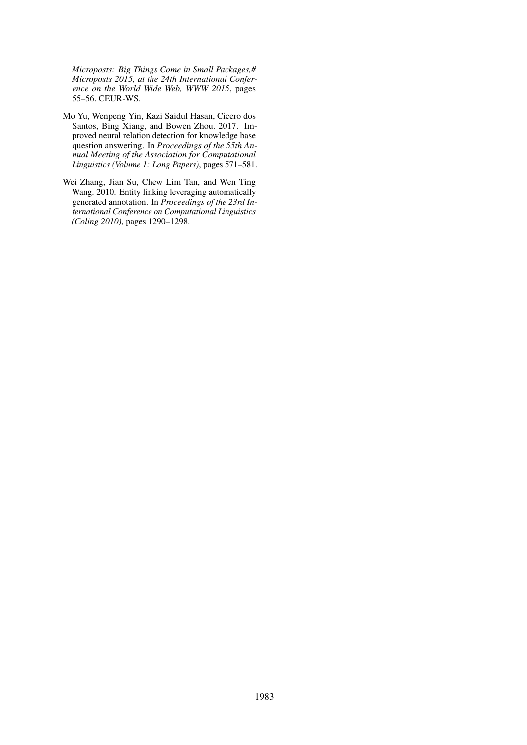*Microposts: Big Things Come in Small Packages,# Microposts 2015, at the 24th International Conference on the World Wide Web, WWW 2015*, pages 55–56. CEUR-WS.

Mo Yu, Wenpeng Yin, Kazi Saidul Hasan, Cicero dos Santos, Bing Xiang, and Bowen Zhou. 2017. Improved neural relation detection for knowledge base question answering. In *Proceedings of the 55th Annual Meeting of the Association for Computational Linguistics (Volume 1: Long Papers)*, pages 571–581.

Wei Zhang, Jian Su, Chew Lim Tan, and Wen Ting Wang. 2010. Entity linking leveraging automatically generated annotation. In *Proceedings of the 23rd International Conference on Computational Linguistics (Coling 2010)*, pages 1290–1298.